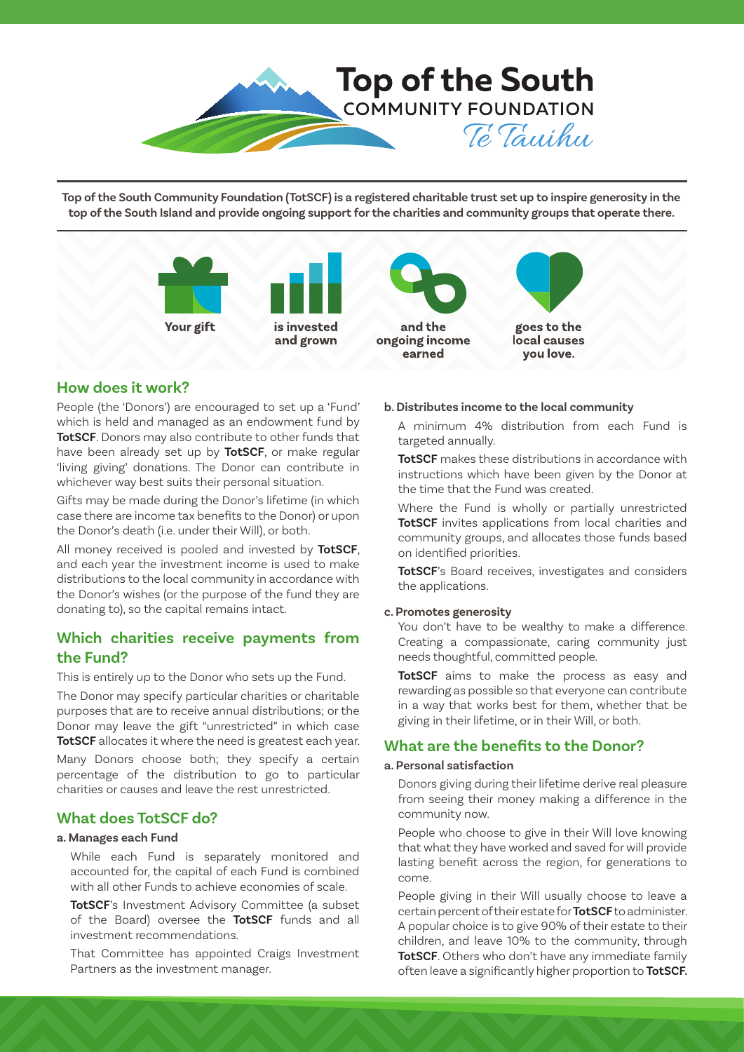# Top of the South
## COMMUNITY FOUNDATION
*Te Tauihu*

**Top of the South Community Foundation (TotSCF) is a registered charitable trust set up to inspire generosity in the top of the South Island and provide ongoing support for the charities and community groups that operate there.**

**Your gift** **is invested and grown** **and the ongoing income earned** **goes to the local causes you love.**

## How does it work?

People (the 'Donors') are encouraged to set up a 'Fund' which is held and managed as an endowment fund by **TotSCF**. Donors may also contribute to other funds that have been already set up by **TotSCF**, or make regular 'living giving' donations. The Donor can contribute in whichever way best suits their personal situation.

Gifts may be made during the Donor's lifetime (in which case there are income tax benefits to the Donor) or upon the Donor's death (i.e. under their Will), or both.

All money received is pooled and invested by **TotSCF**, and each year the investment income is used to make distributions to the local community in accordance with the Donor's wishes (or the purpose of the fund they are donating to), so the capital remains intact.

## Which charities receive payments from the Fund?

This is entirely up to the Donor who sets up the Fund.

The Donor may specify particular charities or charitable purposes that are to receive annual distributions; or the Donor may leave the gift "unrestricted" in which case **TotSCF** allocates it where the need is greatest each year.

Many Donors choose both; they specify a certain percentage of the distribution to go to particular charities or causes and leave the rest unrestricted.

## What does TotSCF do?

**a. Manages each Fund**

While each Fund is separately monitored and accounted for, the capital of each Fund is combined with all other Funds to achieve economies of scale.

**TotSCF**'s Investment Advisory Committee (a subset of the Board) oversee the **TotSCF** funds and all investment recommendations.

That Committee has appointed Craigs Investment Partners as the investment manager.

**b. Distributes income to the local community**

A minimum 4% distribution from each Fund is targeted annually.

**TotSCF** makes these distributions in accordance with instructions which have been given by the Donor at the time that the Fund was created.

Where the Fund is wholly or partially unrestricted **TotSCF** invites applications from local charities and community groups, and allocates those funds based on identified priorities.

**TotSCF**'s Board receives, investigates and considers the applications.

**c. Promotes generosity**

You don't have to be wealthy to make a difference. Creating a compassionate, caring community just needs thoughtful, committed people.

**TotSCF** aims to make the process as easy and rewarding as possible so that everyone can contribute in a way that works best for them, whether that be giving in their lifetime, or in their Will, or both.

## What are the benefits to the Donor?

**a. Personal satisfaction**

Donors giving during their lifetime derive real pleasure from seeing their money making a difference in the community now.

People who choose to give in their Will love knowing that what they have worked and saved for will provide lasting benefit across the region, for generations to come.

People giving in their Will usually choose to leave a certain percent of their estate for **TotSCF** to administer. A popular choice is to give 90% of their estate to their children, and leave 10% to the community, through **TotSCF**. Others who don't have any immediate family often leave a significantly higher proportion to **TotSCF.**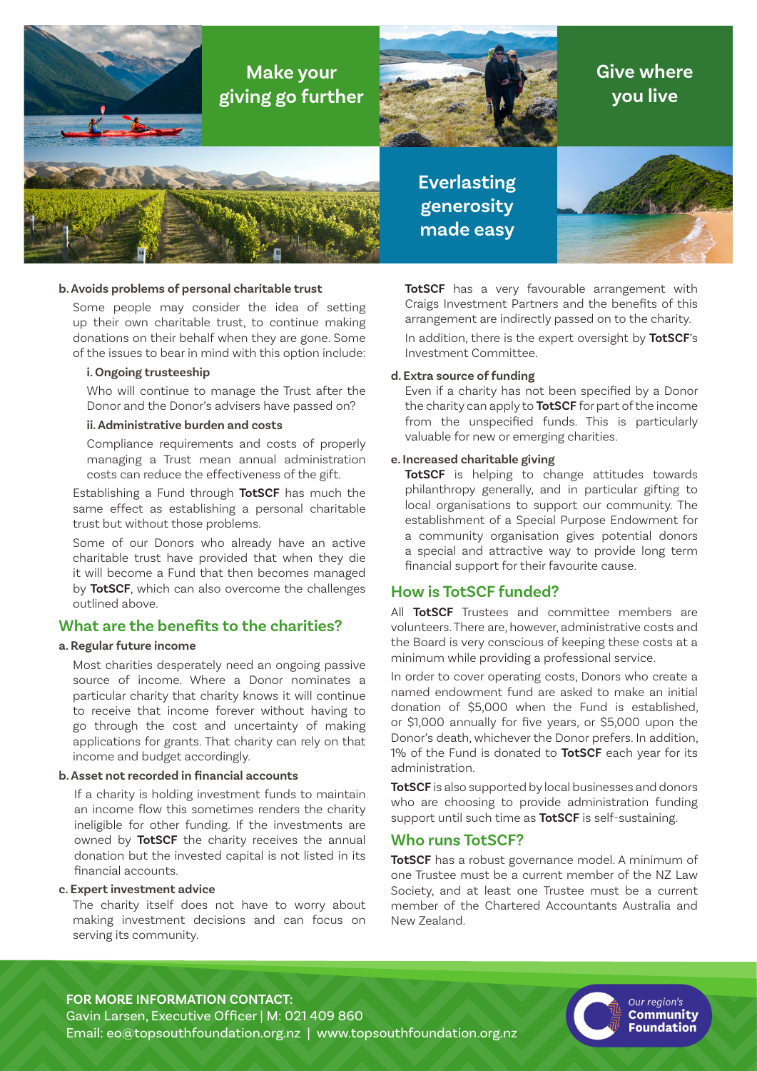Make your giving go further

Give where you live

Everlasting generosity made easy

**b. Avoids problems of personal charitable trust**

Some people may consider the idea of setting up their own charitable trust, to continue making donations on their behalf when they are gone. Some of the issues to bear in mind with this option include:

**i. Ongoing trusteeship**

Who will continue to manage the Trust after the Donor and the Donor's advisers have passed on?

**ii. Administrative burden and costs**

Compliance requirements and costs of properly managing a Trust mean annual administration costs can reduce the effectiveness of the gift.

Establishing a Fund through **TotSCF** has much the same effect as establishing a personal charitable trust but without those problems.

Some of our Donors who already have an active charitable trust have provided that when they die it will become a Fund that then becomes managed by **TotSCF**, which can also overcome the challenges outlined above.

## What are the benefits to the charities?

**a. Regular future income**

Most charities desperately need an ongoing passive source of income. Where a Donor nominates a particular charity that charity knows it will continue to receive that income forever without having to go through the cost and uncertainty of making applications for grants. That charity can rely on that income and budget accordingly.

**b. Asset not recorded in financial accounts**

If a charity is holding investment funds to maintain an income flow this sometimes renders the charity ineligible for other funding. If the investments are owned by **TotSCF** the charity receives the annual donation but the invested capital is not listed in its financial accounts.

**c. Expert investment advice**

The charity itself does not have to worry about making investment decisions and can focus on serving its community.

**TotSCF** has a very favourable arrangement with Craigs Investment Partners and the benefits of this arrangement are indirectly passed on to the charity.

In addition, there is the expert oversight by **TotSCF**'s Investment Committee.

**d. Extra source of funding**

Even if a charity has not been specified by a Donor the charity can apply to **TotSCF** for part of the income from the unspecified funds. This is particularly valuable for new or emerging charities.

**e. Increased charitable giving**

**TotSCF** is helping to change attitudes towards philanthropy generally, and in particular gifting to local organisations to support our community. The establishment of a Special Purpose Endowment for a community organisation gives potential donors a special and attractive way to provide long term financial support for their favourite cause.

## How is TotSCF funded?

All **TotSCF** Trustees and committee members are volunteers. There are, however, administrative costs and the Board is very conscious of keeping these costs at a minimum while providing a professional service.

In order to cover operating costs, Donors who create a named endowment fund are asked to make an initial donation of $5,000 when the Fund is established, or $1,000 annually for five years, or $5,000 upon the Donor's death, whichever the Donor prefers. In addition, 1% of the Fund is donated to **TotSCF** each year for its administration.

**TotSCF** is also supported by local businesses and donors who are choosing to provide administration funding support until such time as **TotSCF** is self-sustaining.

## Who runs TotSCF?

**TotSCF** has a robust governance model. A minimum of one Trustee must be a current member of the NZ Law Society, and at least one Trustee must be a current member of the Chartered Accountants Australia and New Zealand.

**FOR MORE INFORMATION CONTACT:**
Gavin Larsen, Executive Officer | M: 021 409 860
Email: eo@topsouthfoundation.org.nz | www.topsouthfoundation.org.nz

*Our region's* **Community Foundation**